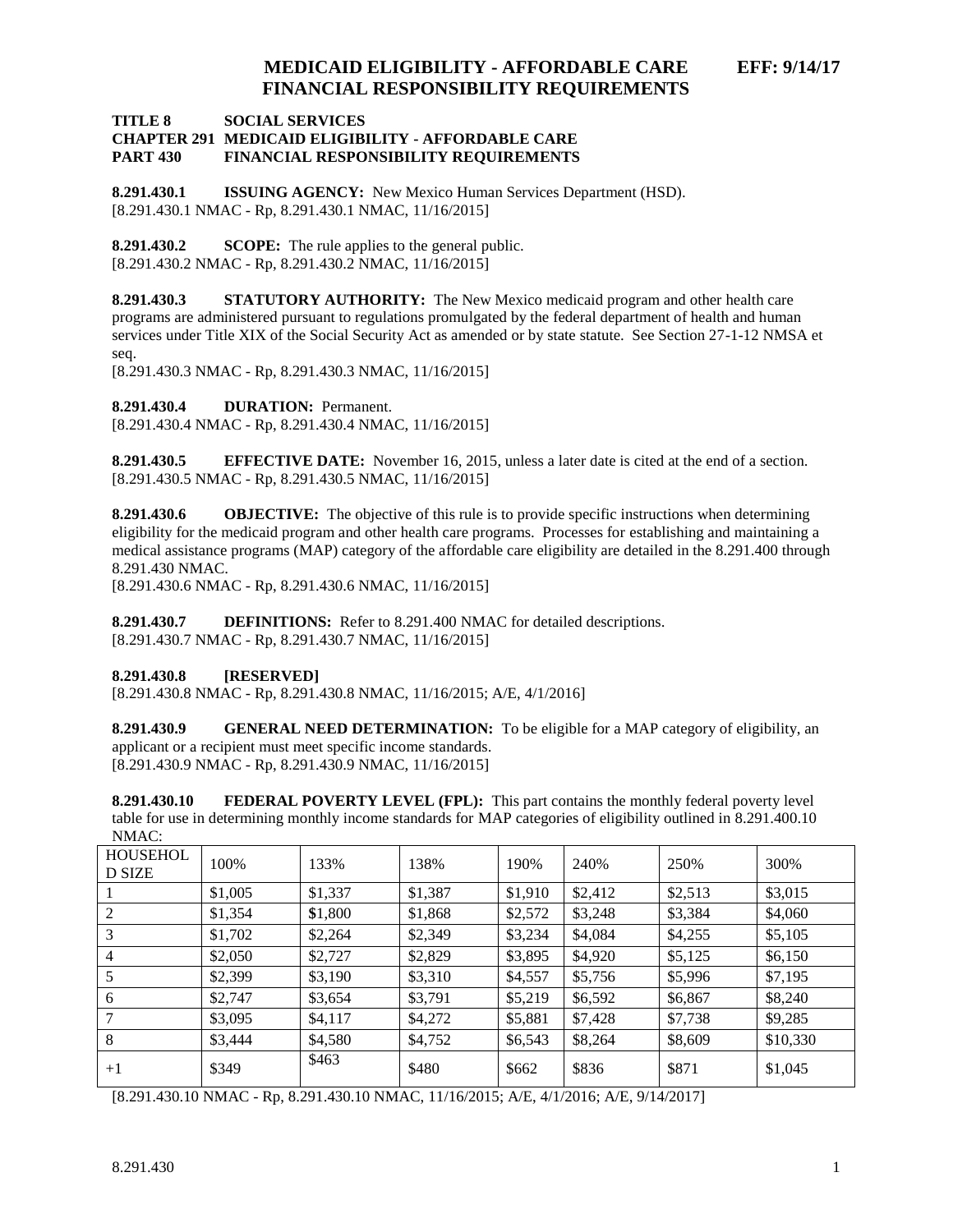# MEDICAID ELIGIBILITY - AFFORDABLE CARE FINANCIAL RESPONSIBILITY REQUIREMENTS

**EFF: 9/14/17**

**TITLE 8 SOCIAL SERVICES**
**CHAPTER 291 MEDICAID ELIGIBILITY - AFFORDABLE CARE**
**PART 430 FINANCIAL RESPONSIBILITY REQUIREMENTS**

**8.291.430.1 ISSUING AGENCY:** New Mexico Human Services Department (HSD).
[8.291.430.1 NMAC - Rp, 8.291.430.1 NMAC, 11/16/2015]

**8.291.430.2 SCOPE:** The rule applies to the general public.
[8.291.430.2 NMAC - Rp, 8.291.430.2 NMAC, 11/16/2015]

**8.291.430.3 STATUTORY AUTHORITY:** The New Mexico medicaid program and other health care programs are administered pursuant to regulations promulgated by the federal department of health and human services under Title XIX of the Social Security Act as amended or by state statute. See Section 27-1-12 NMSA et seq.
[8.291.430.3 NMAC - Rp, 8.291.430.3 NMAC, 11/16/2015]

**8.291.430.4 DURATION:** Permanent.
[8.291.430.4 NMAC - Rp, 8.291.430.4 NMAC, 11/16/2015]

**8.291.430.5 EFFECTIVE DATE:** November 16, 2015, unless a later date is cited at the end of a section.
[8.291.430.5 NMAC - Rp, 8.291.430.5 NMAC, 11/16/2015]

**8.291.430.6 OBJECTIVE:** The objective of this rule is to provide specific instructions when determining eligibility for the medicaid program and other health care programs. Processes for establishing and maintaining a medical assistance programs (MAP) category of the affordable care eligibility are detailed in the 8.291.400 through 8.291.430 NMAC.
[8.291.430.6 NMAC - Rp, 8.291.430.6 NMAC, 11/16/2015]

**8.291.430.7 DEFINITIONS:** Refer to 8.291.400 NMAC for detailed descriptions.
[8.291.430.7 NMAC - Rp, 8.291.430.7 NMAC, 11/16/2015]

**8.291.430.8 [RESERVED]**
[8.291.430.8 NMAC - Rp, 8.291.430.8 NMAC, 11/16/2015; A/E, 4/1/2016]

**8.291.430.9 GENERAL NEED DETERMINATION:** To be eligible for a MAP category of eligibility, an applicant or a recipient must meet specific income standards.
[8.291.430.9 NMAC - Rp, 8.291.430.9 NMAC, 11/16/2015]

**8.291.430.10 FEDERAL POVERTY LEVEL (FPL):** This part contains the monthly federal poverty level table for use in determining monthly income standards for MAP categories of eligibility outlined in 8.291.400.10 NMAC:

| HOUSEHOLD SIZE | 100% | 133% | 138% | 190% | 240% | 250% | 300% |
|---|---|---|---|---|---|---|---|
| 1 | $1,005 | $1,337 | $1,387 | $1,910 | $2,412 | $2,513 | $3,015 |
| 2 | $1,354 | $1,800 | $1,868 | $2,572 | $3,248 | $3,384 | $4,060 |
| 3 | $1,702 | $2,264 | $2,349 | $3,234 | $4,084 | $4,255 | $5,105 |
| 4 | $2,050 | $2,727 | $2,829 | $3,895 | $4,920 | $5,125 | $6,150 |
| 5 | $2,399 | $3,190 | $3,310 | $4,557 | $5,756 | $5,996 | $7,195 |
| 6 | $2,747 | $3,654 | $3,791 | $5,219 | $6,592 | $6,867 | $8,240 |
| 7 | $3,095 | $4,117 | $4,272 | $5,881 | $7,428 | $7,738 | $9,285 |
| 8 | $3,444 | $4,580 | $4,752 | $6,543 | $8,264 | $8,609 | $10,330 |
| +1 | $349 | $463 | $480 | $662 | $836 | $871 | $1,045 |

[8.291.430.10 NMAC - Rp, 8.291.430.10 NMAC, 11/16/2015; A/E, 4/1/2016; A/E, 9/14/2017]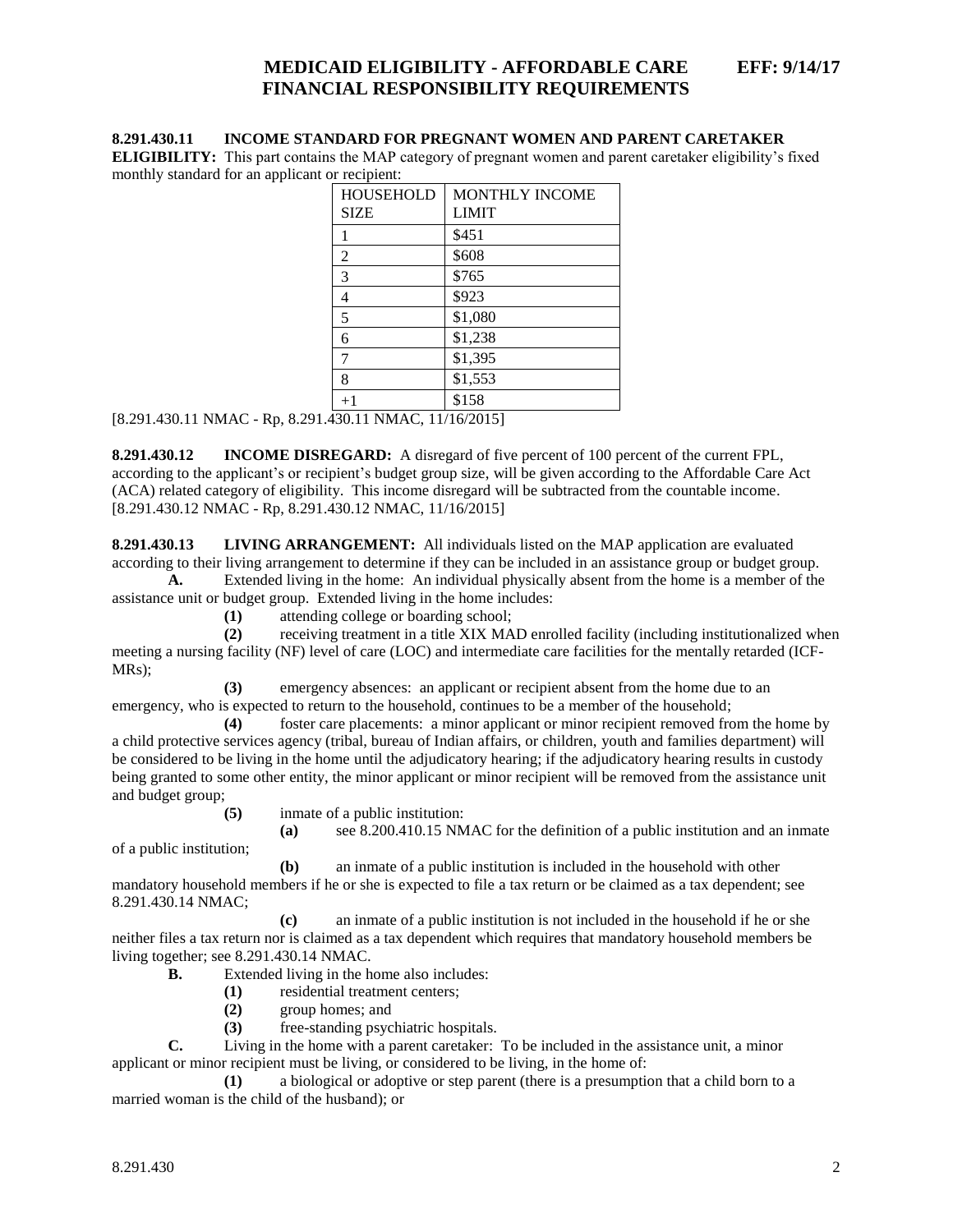**8.291.430.11 INCOME STANDARD FOR PREGNANT WOMEN AND PARENT CARETAKER ELIGIBILITY:** This part contains the MAP category of pregnant women and parent caretaker eligibility's fixed monthly standard for an applicant or recipient:

| HOUSEHOLD SIZE | MONTHLY INCOME LIMIT |
|---|---|
| 1 | $451 |
| 2 | $608 |
| 3 | $765 |
| 4 | $923 |
| 5 | $1,080 |
| 6 | $1,238 |
| 7 | $1,395 |
| 8 | $1,553 |
| +1 | $158 |

[8.291.430.11 NMAC - Rp, 8.291.430.11 NMAC, 11/16/2015]

**8.291.430.12 INCOME DISREGARD:** A disregard of five percent of 100 percent of the current FPL, according to the applicant's or recipient's budget group size, will be given according to the Affordable Care Act (ACA) related category of eligibility. This income disregard will be subtracted from the countable income.
[8.291.430.12 NMAC - Rp, 8.291.430.12 NMAC, 11/16/2015]

**8.291.430.13 LIVING ARRANGEMENT:** All individuals listed on the MAP application are evaluated according to their living arrangement to determine if they can be included in an assistance group or budget group.

**A.** Extended living in the home: An individual physically absent from the home is a member of the assistance unit or budget group. Extended living in the home includes:

**(1)** attending college or boarding school;

**(2)** receiving treatment in a title XIX MAD enrolled facility (including institutionalized when meeting a nursing facility (NF) level of care (LOC) and intermediate care facilities for the mentally retarded (ICF-MRs);

**(3)** emergency absences: an applicant or recipient absent from the home due to an emergency, who is expected to return to the household, continues to be a member of the household;

**(4)** foster care placements: a minor applicant or minor recipient removed from the home by a child protective services agency (tribal, bureau of Indian affairs, or children, youth and families department) will be considered to be living in the home until the adjudicatory hearing; if the adjudicatory hearing results in custody being granted to some other entity, the minor applicant or minor recipient will be removed from the assistance unit and budget group;

**(5)** inmate of a public institution:

**(a)** see 8.200.410.15 NMAC for the definition of a public institution and an inmate of a public institution;

**(b)** an inmate of a public institution is included in the household with other mandatory household members if he or she is expected to file a tax return or be claimed as a tax dependent; see 8.291.430.14 NMAC;

**(c)** an inmate of a public institution is not included in the household if he or she neither files a tax return nor is claimed as a tax dependent which requires that mandatory household members be living together; see 8.291.430.14 NMAC.

**B.** Extended living in the home also includes:

**(1)** residential treatment centers;

**(2)** group homes; and

**(3)** free-standing psychiatric hospitals.

**C.** Living in the home with a parent caretaker: To be included in the assistance unit, a minor applicant or minor recipient must be living, or considered to be living, in the home of:

**(1)** a biological or adoptive or step parent (there is a presumption that a child born to a married woman is the child of the husband); or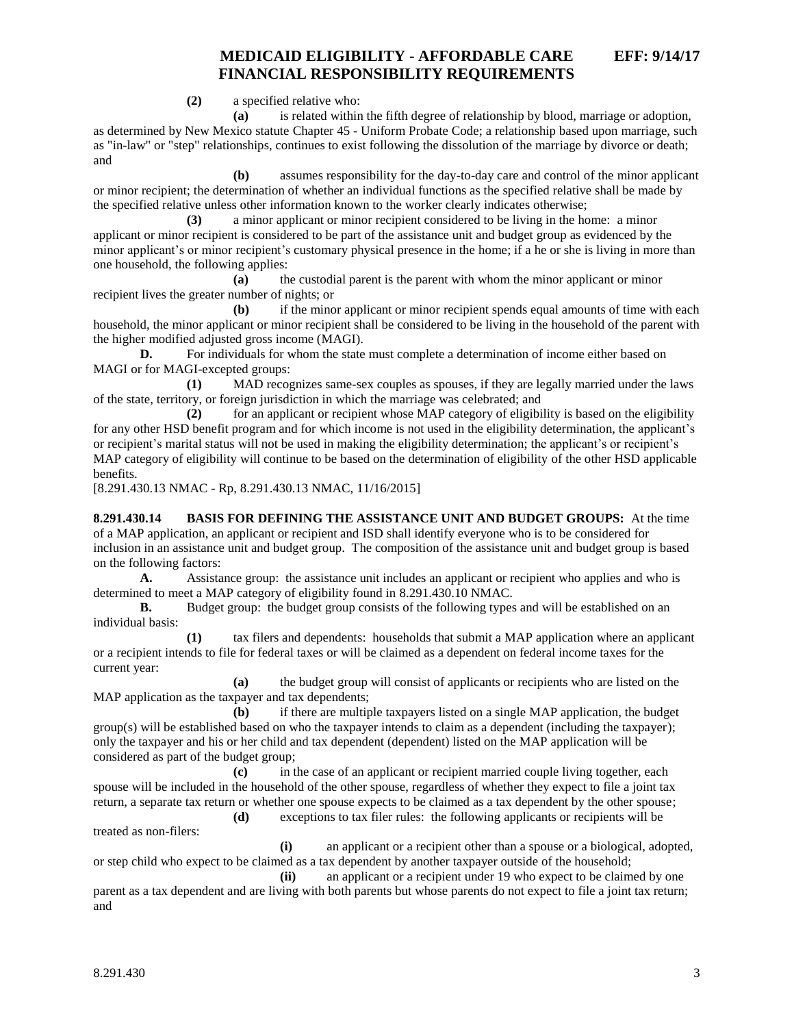**(2)** a specified relative who:

**(a)** is related within the fifth degree of relationship by blood, marriage or adoption, as determined by New Mexico statute Chapter 45 - Uniform Probate Code; a relationship based upon marriage, such as "in-law" or "step" relationships, continues to exist following the dissolution of the marriage by divorce or death; and

**(b)** assumes responsibility for the day-to-day care and control of the minor applicant or minor recipient; the determination of whether an individual functions as the specified relative shall be made by the specified relative unless other information known to the worker clearly indicates otherwise;

**(3)** a minor applicant or minor recipient considered to be living in the home: a minor applicant or minor recipient is considered to be part of the assistance unit and budget group as evidenced by the minor applicant's or minor recipient's customary physical presence in the home; if a he or she is living in more than one household, the following applies:

**(a)** the custodial parent is the parent with whom the minor applicant or minor recipient lives the greater number of nights; or

**(b)** if the minor applicant or minor recipient spends equal amounts of time with each household, the minor applicant or minor recipient shall be considered to be living in the household of the parent with the higher modified adjusted gross income (MAGI).

**D.** For individuals for whom the state must complete a determination of income either based on MAGI or for MAGI-excepted groups:

**(1)** MAD recognizes same-sex couples as spouses, if they are legally married under the laws of the state, territory, or foreign jurisdiction in which the marriage was celebrated; and

**(2)** for an applicant or recipient whose MAP category of eligibility is based on the eligibility for any other HSD benefit program and for which income is not used in the eligibility determination, the applicant's or recipient's marital status will not be used in making the eligibility determination; the applicant's or recipient's MAP category of eligibility will continue to be based on the determination of eligibility of the other HSD applicable benefits.

[8.291.430.13 NMAC - Rp, 8.291.430.13 NMAC, 11/16/2015]

**8.291.430.14 BASIS FOR DEFINING THE ASSISTANCE UNIT AND BUDGET GROUPS:** At the time of a MAP application, an applicant or recipient and ISD shall identify everyone who is to be considered for inclusion in an assistance unit and budget group. The composition of the assistance unit and budget group is based on the following factors:

**A.** Assistance group: the assistance unit includes an applicant or recipient who applies and who is determined to meet a MAP category of eligibility found in 8.291.430.10 NMAC.

**B.** Budget group: the budget group consists of the following types and will be established on an individual basis:

**(1)** tax filers and dependents: households that submit a MAP application where an applicant or a recipient intends to file for federal taxes or will be claimed as a dependent on federal income taxes for the current year:

**(a)** the budget group will consist of applicants or recipients who are listed on the MAP application as the taxpayer and tax dependents;

**(b)** if there are multiple taxpayers listed on a single MAP application, the budget group(s) will be established based on who the taxpayer intends to claim as a dependent (including the taxpayer); only the taxpayer and his or her child and tax dependent (dependent) listed on the MAP application will be considered as part of the budget group;

**(c)** in the case of an applicant or recipient married couple living together, each spouse will be included in the household of the other spouse, regardless of whether they expect to file a joint tax return, a separate tax return or whether one spouse expects to be claimed as a tax dependent by the other spouse;

**(d)** exceptions to tax filer rules: the following applicants or recipients will be treated as non-filers:

**(i)** an applicant or a recipient other than a spouse or a biological, adopted, or step child who expect to be claimed as a tax dependent by another taxpayer outside of the household;

**(ii)** an applicant or a recipient under 19 who expect to be claimed by one parent as a tax dependent and are living with both parents but whose parents do not expect to file a joint tax return; and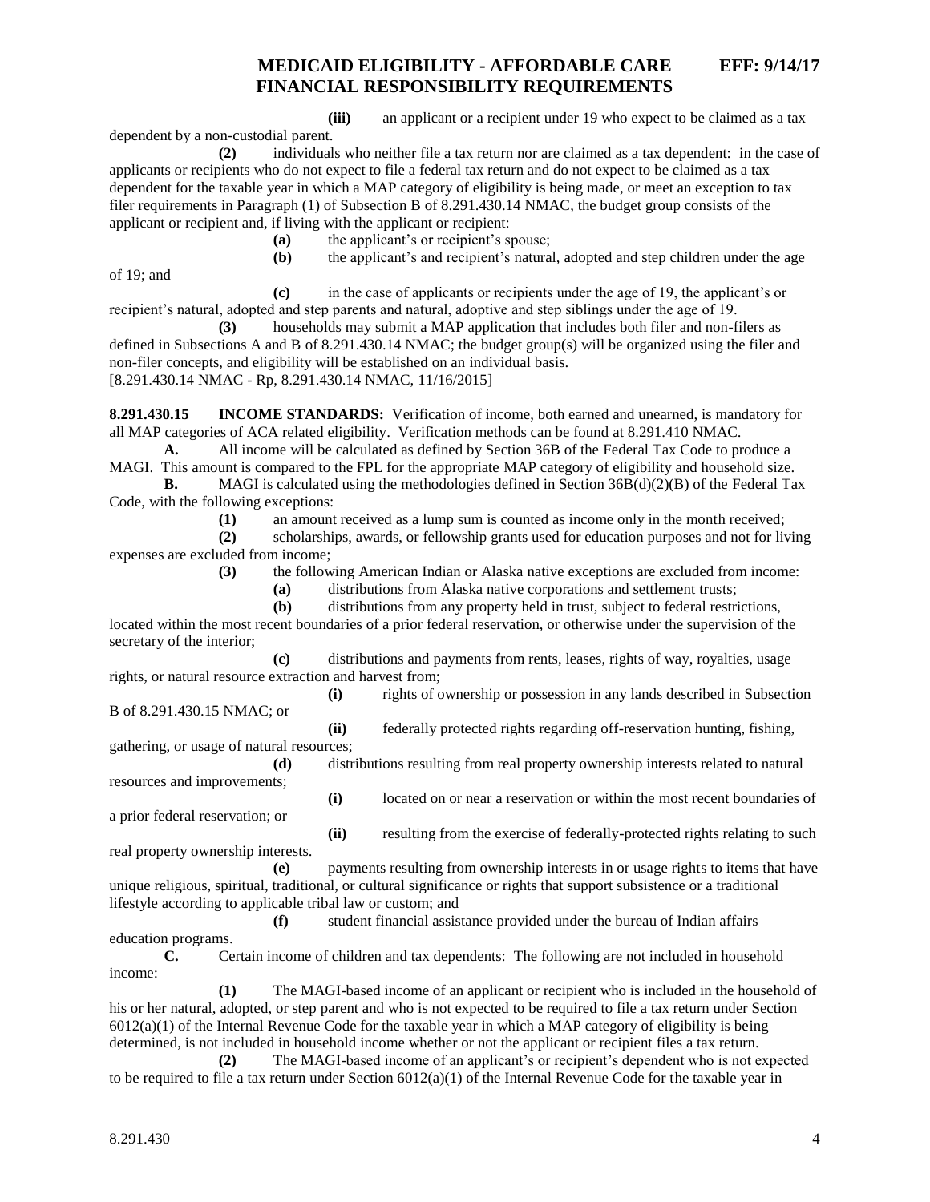**(iii)** an applicant or a recipient under 19 who expect to be claimed as a tax dependent by a non-custodial parent.

**(2)** individuals who neither file a tax return nor are claimed as a tax dependent: in the case of applicants or recipients who do not expect to file a federal tax return and do not expect to be claimed as a tax dependent for the taxable year in which a MAP category of eligibility is being made, or meet an exception to tax filer requirements in Paragraph (1) of Subsection B of 8.291.430.14 NMAC, the budget group consists of the applicant or recipient and, if living with the applicant or recipient:

**(a)** the applicant's or recipient's spouse;

**(b)** the applicant's and recipient's natural, adopted and step children under the age of 19; and

**(c)** in the case of applicants or recipients under the age of 19, the applicant's or recipient's natural, adopted and step parents and natural, adoptive and step siblings under the age of 19.

**(3)** households may submit a MAP application that includes both filer and non-filers as defined in Subsections A and B of 8.291.430.14 NMAC; the budget group(s) will be organized using the filer and non-filer concepts, and eligibility will be established on an individual basis.

[8.291.430.14 NMAC - Rp, 8.291.430.14 NMAC, 11/16/2015]

**8.291.430.15 INCOME STANDARDS:** Verification of income, both earned and unearned, is mandatory for all MAP categories of ACA related eligibility. Verification methods can be found at 8.291.410 NMAC.

**A.** All income will be calculated as defined by Section 36B of the Federal Tax Code to produce a MAGI. This amount is compared to the FPL for the appropriate MAP category of eligibility and household size.

**B.** MAGI is calculated using the methodologies defined in Section 36B(d)(2)(B) of the Federal Tax Code, with the following exceptions:

**(1)** an amount received as a lump sum is counted as income only in the month received;

**(2)** scholarships, awards, or fellowship grants used for education purposes and not for living expenses are excluded from income;

**(3)** the following American Indian or Alaska native exceptions are excluded from income:

**(a)** distributions from Alaska native corporations and settlement trusts;

**(b)** distributions from any property held in trust, subject to federal restrictions, located within the most recent boundaries of a prior federal reservation, or otherwise under the supervision of the secretary of the interior;

**(c)** distributions and payments from rents, leases, rights of way, royalties, usage rights, or natural resource extraction and harvest from;

**(i)** rights of ownership or possession in any lands described in Subsection B of 8.291.430.15 NMAC; or

**(ii)** federally protected rights regarding off-reservation hunting, fishing, gathering, or usage of natural resources;

**(d)** distributions resulting from real property ownership interests related to natural resources and improvements;

**(i)** located on or near a reservation or within the most recent boundaries of a prior federal reservation; or

**(ii)** resulting from the exercise of federally-protected rights relating to such real property ownership interests.

**(e)** payments resulting from ownership interests in or usage rights to items that have unique religious, spiritual, traditional, or cultural significance or rights that support subsistence or a traditional lifestyle according to applicable tribal law or custom; and

**(f)** student financial assistance provided under the bureau of Indian affairs education programs.

**C.** Certain income of children and tax dependents: The following are not included in household income:

**(1)** The MAGI-based income of an applicant or recipient who is included in the household of his or her natural, adopted, or step parent and who is not expected to be required to file a tax return under Section 6012(a)(1) of the Internal Revenue Code for the taxable year in which a MAP category of eligibility is being determined, is not included in household income whether or not the applicant or recipient files a tax return.

**(2)** The MAGI-based income of an applicant's or recipient's dependent who is not expected to be required to file a tax return under Section 6012(a)(1) of the Internal Revenue Code for the taxable year in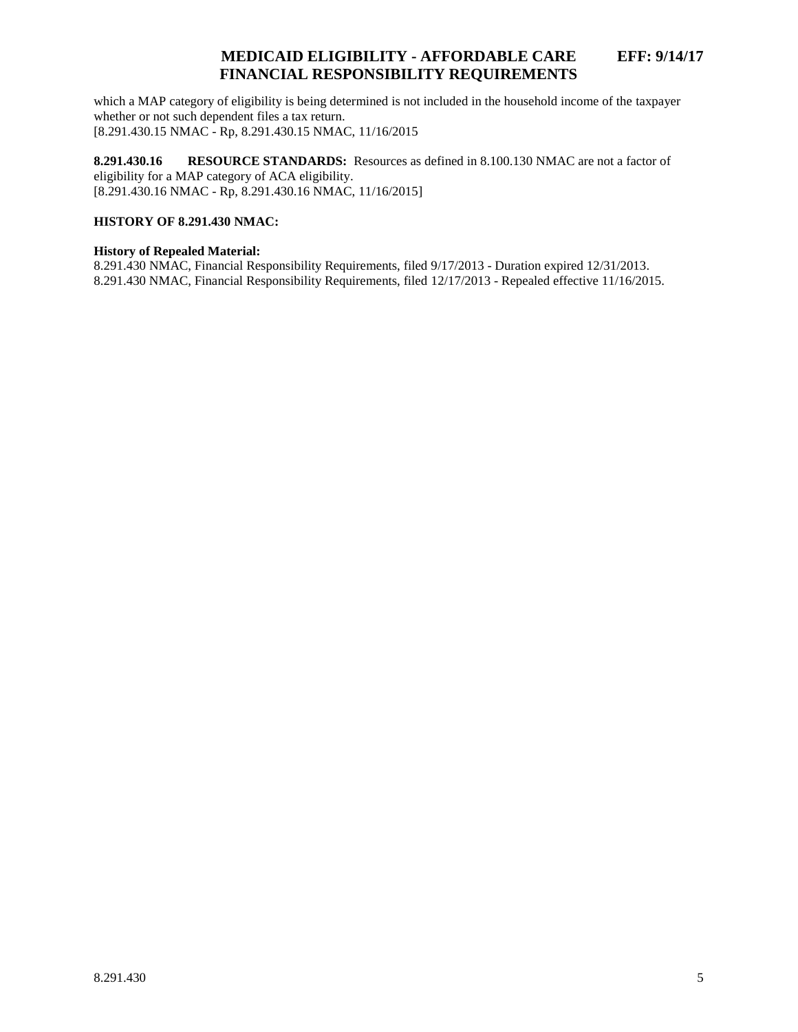which a MAP category of eligibility is being determined is not included in the household income of the taxpayer whether or not such dependent files a tax return.
[8.291.430.15 NMAC - Rp, 8.291.430.15 NMAC, 11/16/2015

**8.291.430.16 RESOURCE STANDARDS:** Resources as defined in 8.100.130 NMAC are not a factor of eligibility for a MAP category of ACA eligibility.
[8.291.430.16 NMAC - Rp, 8.291.430.16 NMAC, 11/16/2015]

**HISTORY OF 8.291.430 NMAC:**

**History of Repealed Material:**
8.291.430 NMAC, Financial Responsibility Requirements, filed 9/17/2013 - Duration expired 12/31/2013.
8.291.430 NMAC, Financial Responsibility Requirements, filed 12/17/2013 - Repealed effective 11/16/2015.